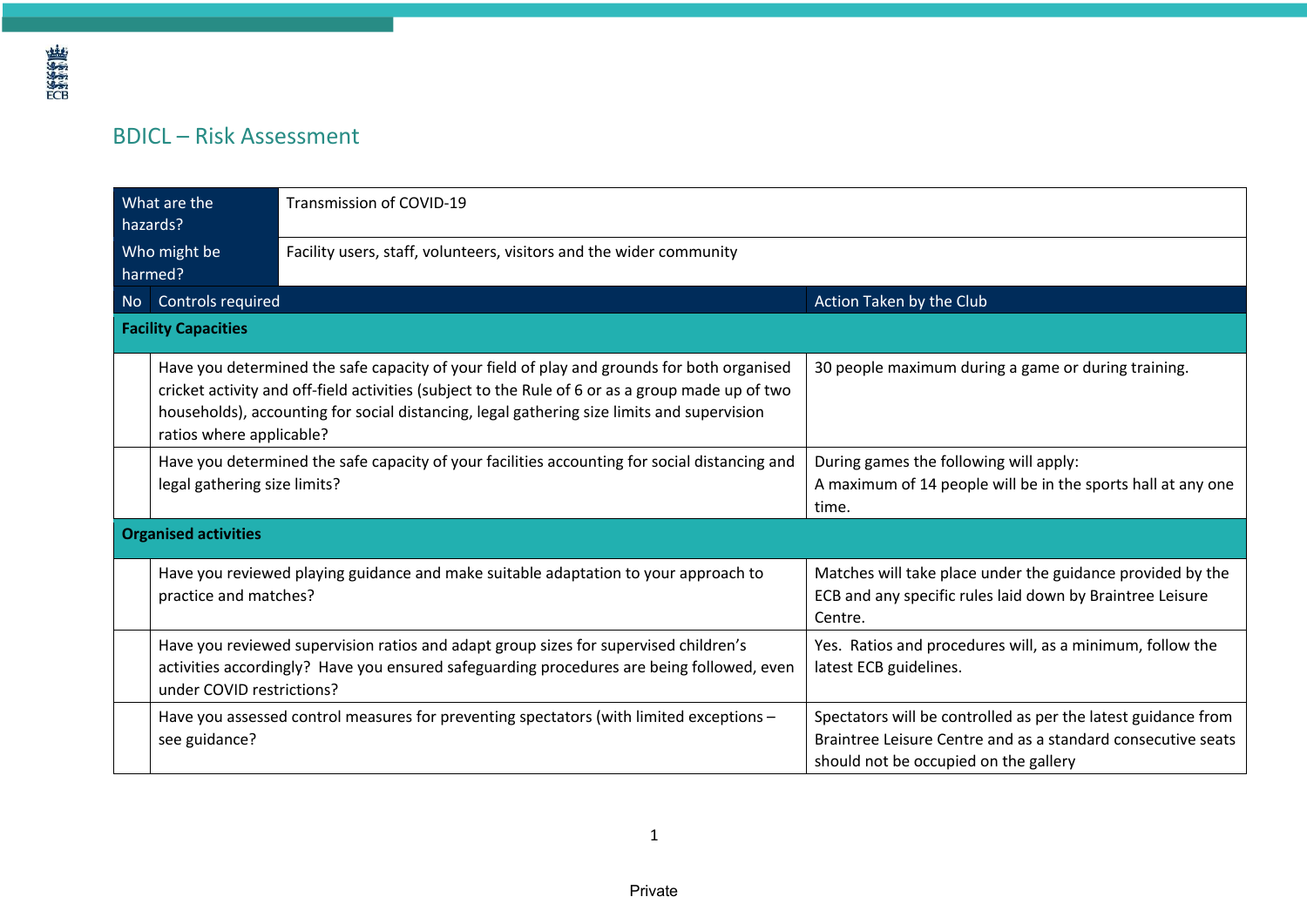# BDICL – Risk Assessment

| What are the hazards? | Transmission of COVID-19 |
|---|---|
| Who might be harmed? | Facility users, staff, volunteers, visitors and the wider community |

| No | Controls required | Action Taken by the Club |
|---|---|---|
| **Facility Capacities** | | |
| | Have you determined the safe capacity of your field of play and grounds for both organised cricket activity and off-field activities (subject to the Rule of 6 or as a group made up of two households), accounting for social distancing, legal gathering size limits and supervision ratios where applicable? | 30 people maximum during a game or during training. |
| | Have you determined the safe capacity of your facilities accounting for social distancing and legal gathering size limits? | During games the following will apply:<br>A maximum of 14 people will be in the sports hall at any one time. |
| **Organised activities** | | |
| | Have you reviewed playing guidance and make suitable adaptation to your approach to practice and matches? | Matches will take place under the guidance provided by the ECB and any specific rules laid down by Braintree Leisure Centre. |
| | Have you reviewed supervision ratios and adapt group sizes for supervised children's activities accordingly? Have you ensured safeguarding procedures are being followed, even under COVID restrictions? | Yes. Ratios and procedures will, as a minimum, follow the latest ECB guidelines. |
| | Have you assessed control measures for preventing spectators (with limited exceptions – see guidance? | Spectators will be controlled as per the latest guidance from Braintree Leisure Centre and as a standard consecutive seats should not be occupied on the gallery |

Private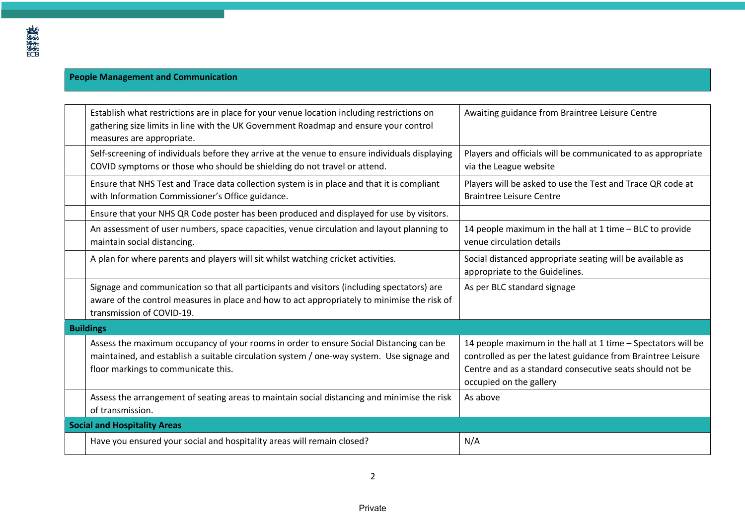| | People Management and Communication | |
|---|---|---|
| | Establish what restrictions are in place for your venue location including restrictions on gathering size limits in line with the UK Government Roadmap and ensure your control measures are appropriate. | Awaiting guidance from Braintree Leisure Centre |
| | Self-screening of individuals before they arrive at the venue to ensure individuals displaying COVID symptoms or those who should be shielding do not travel or attend. | Players and officials will be communicated to as appropriate via the League website |
| | Ensure that NHS Test and Trace data collection system is in place and that it is compliant with Information Commissioner's Office guidance. | Players will be asked to use the Test and Trace QR code at Braintree Leisure Centre |
| | Ensure that your NHS QR Code poster has been produced and displayed for use by visitors. | |
| | An assessment of user numbers, space capacities, venue circulation and layout planning to maintain social distancing. | 14 people maximum in the hall at 1 time – BLC to provide venue circulation details |
| | A plan for where parents and players will sit whilst watching cricket activities. | Social distanced appropriate seating will be available as appropriate to the Guidelines. |
| | Signage and communication so that all participants and visitors (including spectators) are aware of the control measures in place and how to act appropriately to minimise the risk of transmission of COVID-19. | As per BLC standard signage |
| **Buildings** | | |
| | Assess the maximum occupancy of your rooms in order to ensure Social Distancing can be maintained, and establish a suitable circulation system / one-way system. Use signage and floor markings to communicate this. | 14 people maximum in the hall at 1 time – Spectators will be controlled as per the latest guidance from Braintree Leisure Centre and as a standard consecutive seats should not be occupied on the gallery |
| | Assess the arrangement of seating areas to maintain social distancing and minimise the risk of transmission. | As above |
| **Social and Hospitality Areas** | | |
| | Have you ensured your social and hospitality areas will remain closed? | N/A |

Private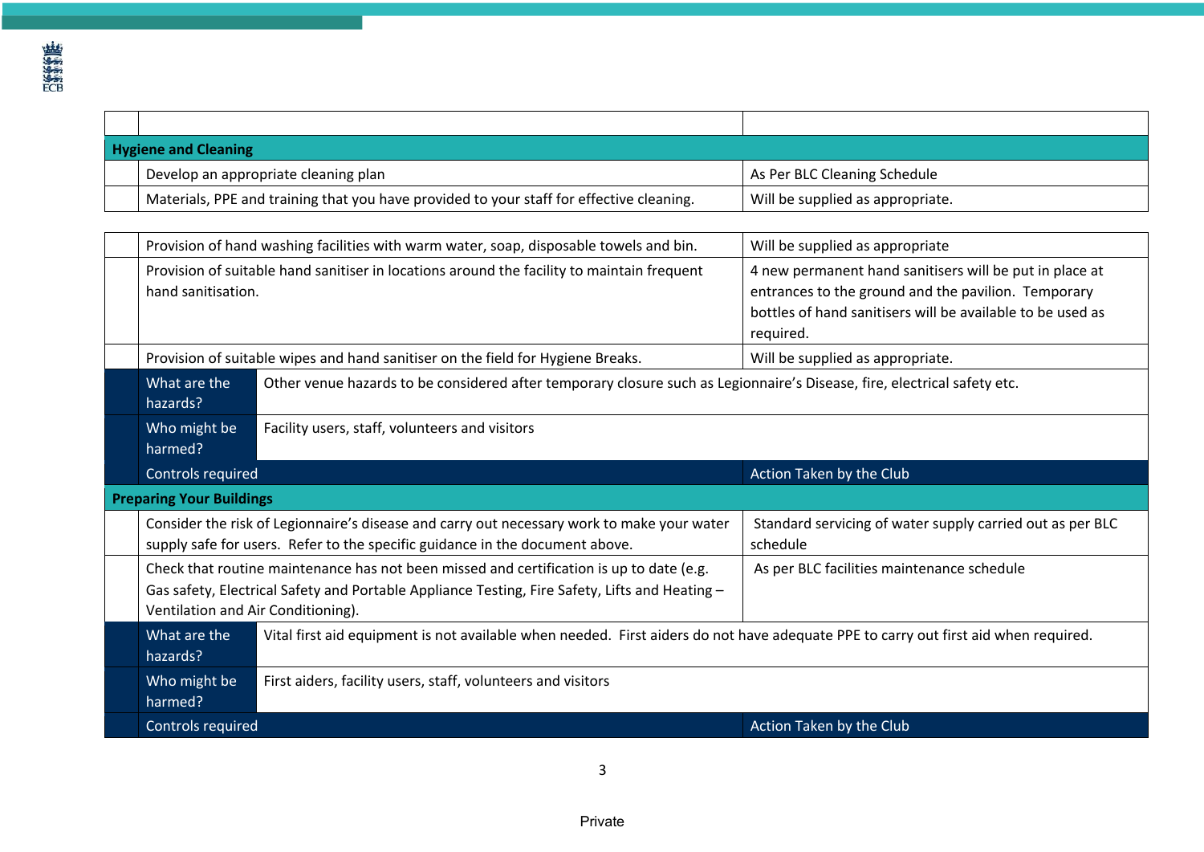| | | |
|---|---|---|
| **Hygiene and Cleaning** | | |
| | Develop an appropriate cleaning plan | As Per BLC Cleaning Schedule |
| | Materials, PPE and training that you have provided to your staff for effective cleaning. | Will be supplied as appropriate. |

| | | |
|---|---|---|
| | Provision of hand washing facilities with warm water, soap, disposable towels and bin. | Will be supplied as appropriate |
| | Provision of suitable hand sanitiser in locations around the facility to maintain frequent hand sanitisation. | 4 new permanent hand sanitisers will be put in place at entrances to the ground and the pavilion. Temporary bottles of hand sanitisers will be available to be used as required. |
| | Provision of suitable wipes and hand sanitiser on the field for Hygiene Breaks. | Will be supplied as appropriate. |
| | What are the hazards? | Other venue hazards to be considered after temporary closure such as Legionnaire's Disease, fire, electrical safety etc. |
| | Who might be harmed? | Facility users, staff, volunteers and visitors |
| | Controls required | Action Taken by the Club |
| **Preparing Your Buildings** | | |
| | Consider the risk of Legionnaire's disease and carry out necessary work to make your water supply safe for users. Refer to the specific guidance in the document above. | Standard servicing of water supply carried out as per BLC schedule |
| | Check that routine maintenance has not been missed and certification is up to date (e.g. Gas safety, Electrical Safety and Portable Appliance Testing, Fire Safety, Lifts and Heating – Ventilation and Air Conditioning). | As per BLC facilities maintenance schedule |
| | What are the hazards? | Vital first aid equipment is not available when needed. First aiders do not have adequate PPE to carry out first aid when required. |
| | Who might be harmed? | First aiders, facility users, staff, volunteers and visitors |
| | Controls required | Action Taken by the Club |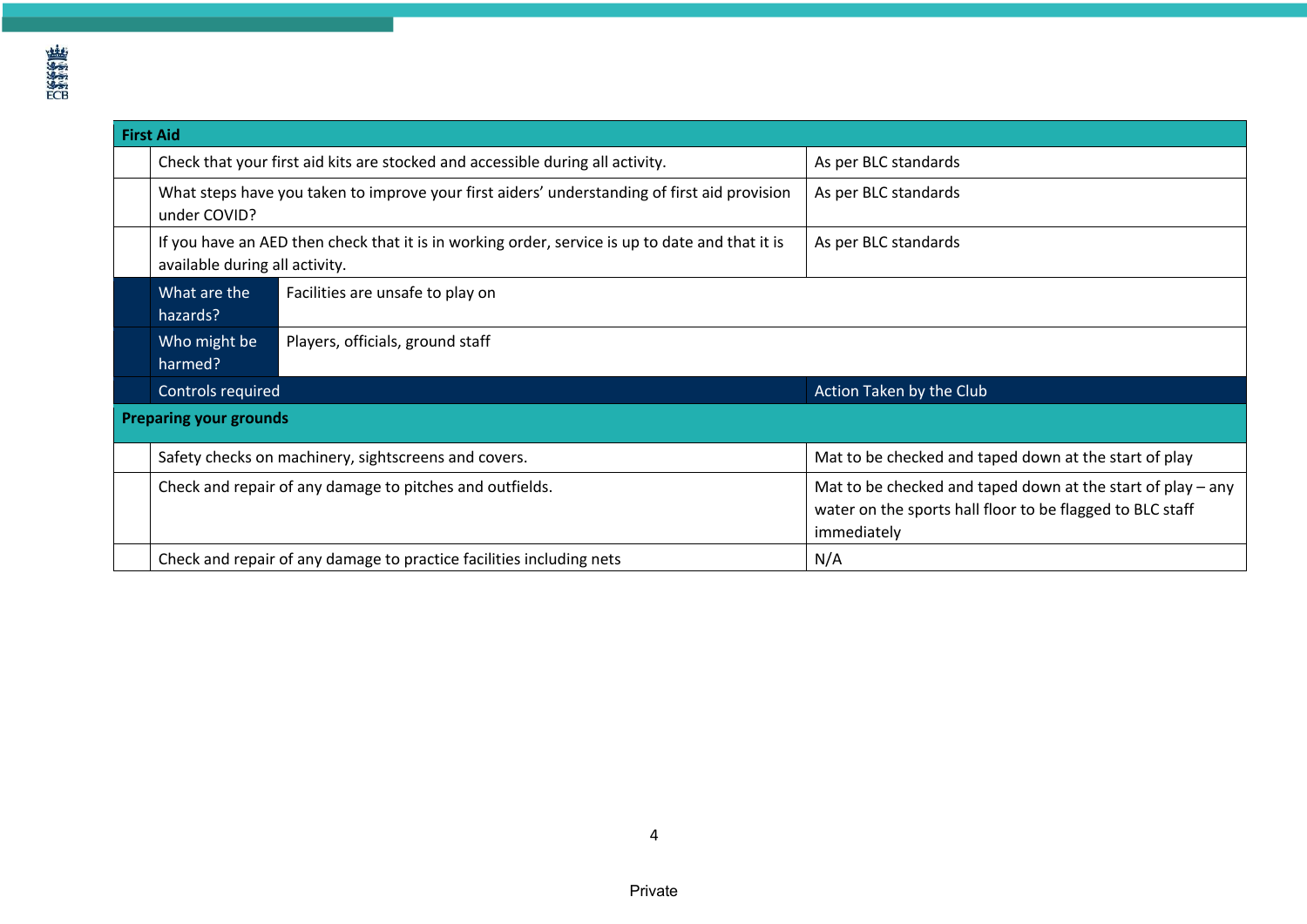| | | |
|---|---|---|
| **First Aid** | | |
| | Check that your first aid kits are stocked and accessible during all activity. | As per BLC standards |
| | What steps have you taken to improve your first aiders' understanding of first aid provision under COVID? | As per BLC standards |
| | If you have an AED then check that it is in working order, service is up to date and that it is available during all activity. | As per BLC standards |
| | What are the hazards? | Facilities are unsafe to play on |
| | Who might be harmed? | Players, officials, ground staff |
| | Controls required | Action Taken by the Club |
| **Preparing your grounds** | | |
| | Safety checks on machinery, sightscreens and covers. | Mat to be checked and taped down at the start of play |
| | Check and repair of any damage to pitches and outfields. | Mat to be checked and taped down at the start of play – any water on the sports hall floor to be flagged to BLC staff immediately |
| | Check and repair of any damage to practice facilities including nets | N/A |

Private